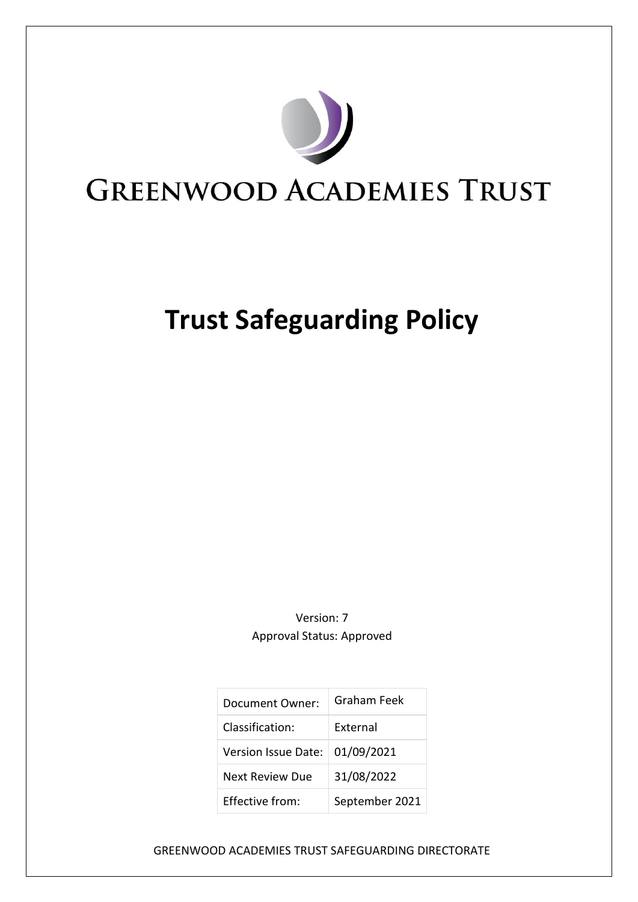# GREENWOOD ACADEMIES TRUST

# Trust Safeguarding Policy

Version: 7

Approval Status: Approved

| | |
|---|---|
| Document Owner: | Graham Feek |
| Classification: | External |
| Version Issue Date: | 01/09/2021 |
| Next Review Due | 31/08/2022 |
| Effective from: | September 2021 |

GREENWOOD ACADEMIES TRUST SAFEGUARDING DIRECTORATE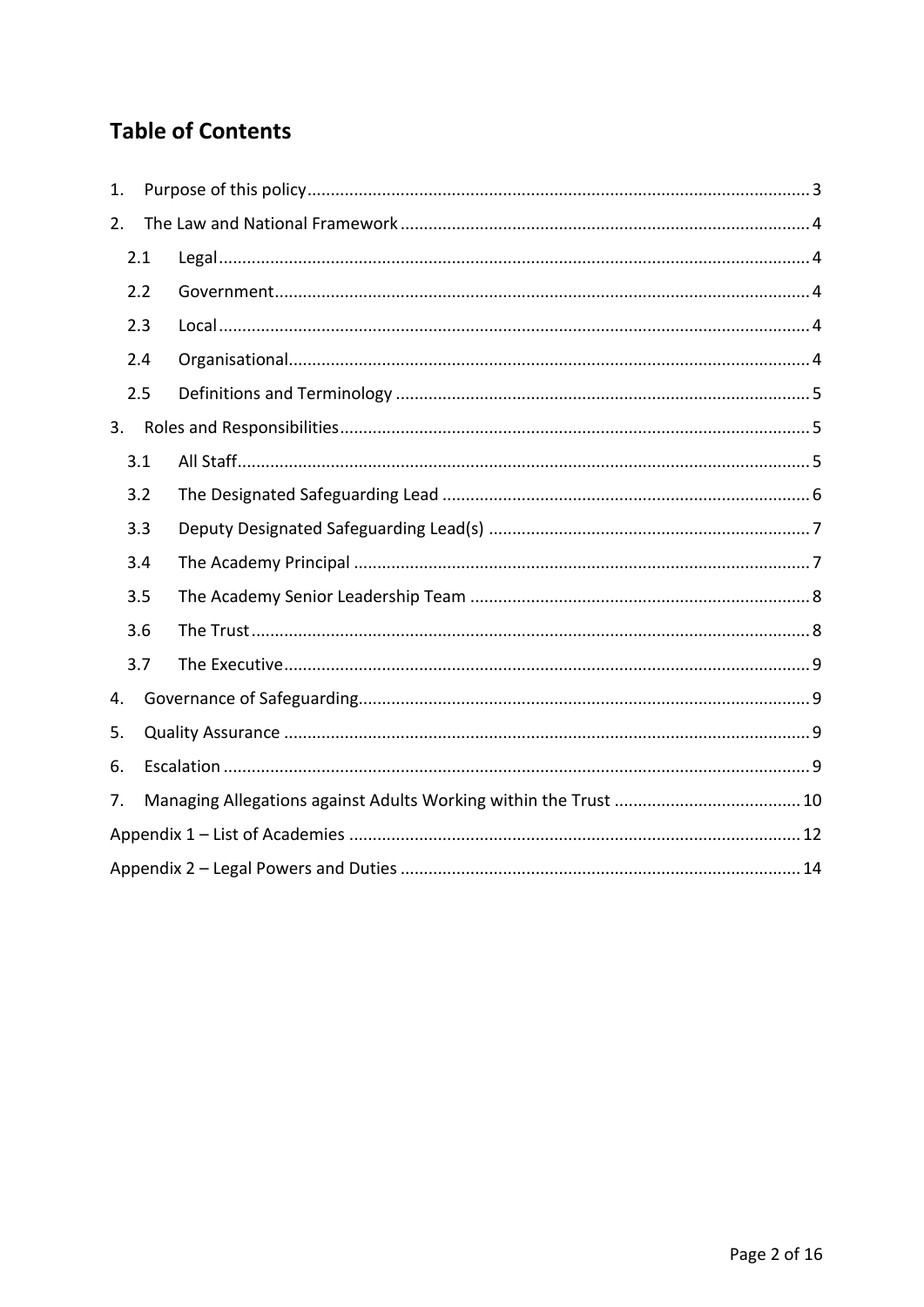## Table of Contents

1. Purpose of this policy ... 3
2. The Law and National Framework ... 4
   - 2.1 Legal ... 4
   - 2.2 Government ... 4
   - 2.3 Local ... 4
   - 2.4 Organisational ... 4
   - 2.5 Definitions and Terminology ... 5
3. Roles and Responsibilities ... 5
   - 3.1 All Staff ... 5
   - 3.2 The Designated Safeguarding Lead ... 6
   - 3.3 Deputy Designated Safeguarding Lead(s) ... 7
   - 3.4 The Academy Principal ... 7
   - 3.5 The Academy Senior Leadership Team ... 8
   - 3.6 The Trust ... 8
   - 3.7 The Executive ... 9
4. Governance of Safeguarding ... 9
5. Quality Assurance ... 9
6. Escalation ... 9
7. Managing Allegations against Adults Working within the Trust ... 10

Appendix 1 – List of Academies ... 12

Appendix 2 – Legal Powers and Duties ... 14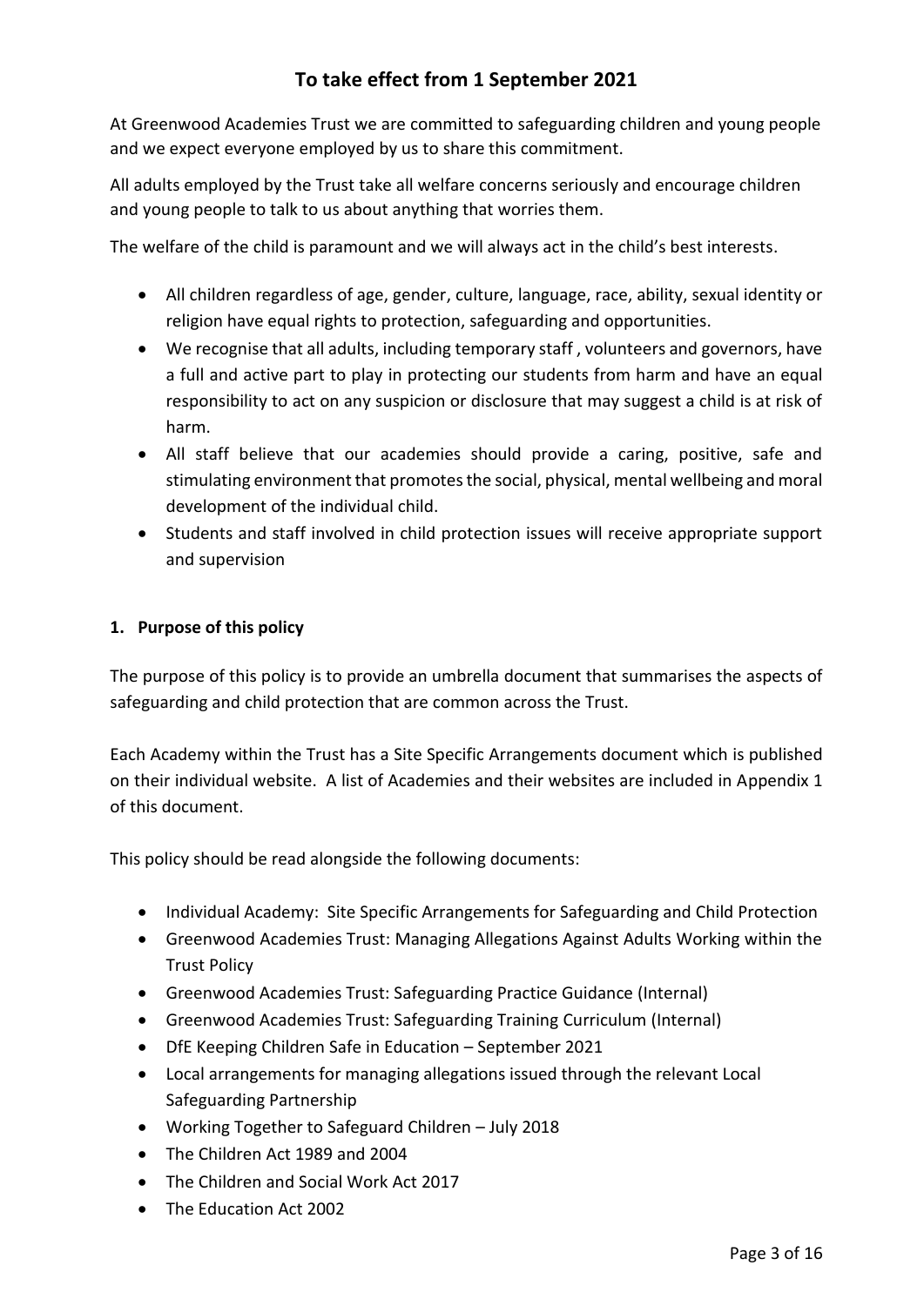## To take effect from 1 September 2021

At Greenwood Academies Trust we are committed to safeguarding children and young people and we expect everyone employed by us to share this commitment.

All adults employed by the Trust take all welfare concerns seriously and encourage children and young people to talk to us about anything that worries them.

The welfare of the child is paramount and we will always act in the child's best interests.

- All children regardless of age, gender, culture, language, race, ability, sexual identity or religion have equal rights to protection, safeguarding and opportunities.
- We recognise that all adults, including temporary staff , volunteers and governors, have a full and active part to play in protecting our students from harm and have an equal responsibility to act on any suspicion or disclosure that may suggest a child is at risk of harm.
- All staff believe that our academies should provide a caring, positive, safe and stimulating environment that promotes the social, physical, mental wellbeing and moral development of the individual child.
- Students and staff involved in child protection issues will receive appropriate support and supervision

### 1. Purpose of this policy

The purpose of this policy is to provide an umbrella document that summarises the aspects of safeguarding and child protection that are common across the Trust.

Each Academy within the Trust has a Site Specific Arrangements document which is published on their individual website. A list of Academies and their websites are included in Appendix 1 of this document.

This policy should be read alongside the following documents:

- Individual Academy: Site Specific Arrangements for Safeguarding and Child Protection
- Greenwood Academies Trust: Managing Allegations Against Adults Working within the Trust Policy
- Greenwood Academies Trust: Safeguarding Practice Guidance (Internal)
- Greenwood Academies Trust: Safeguarding Training Curriculum (Internal)
- DfE Keeping Children Safe in Education – September 2021
- Local arrangements for managing allegations issued through the relevant Local Safeguarding Partnership
- Working Together to Safeguard Children – July 2018
- The Children Act 1989 and 2004
- The Children and Social Work Act 2017
- The Education Act 2002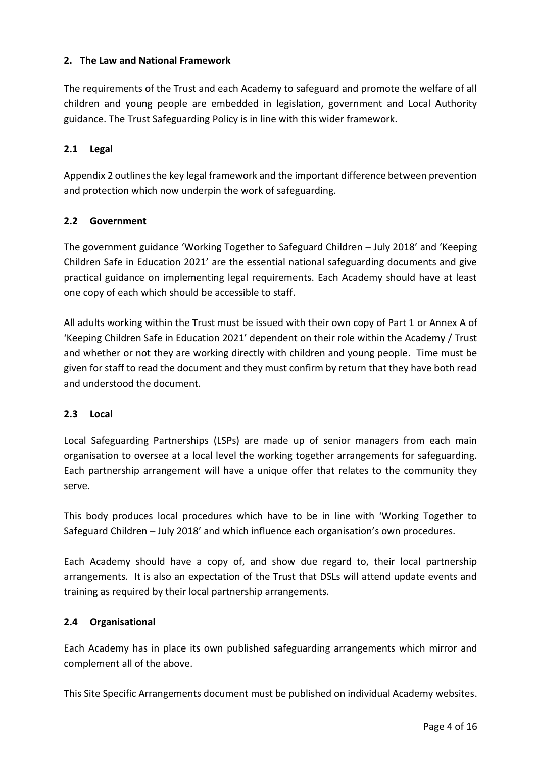## 2. The Law and National Framework

The requirements of the Trust and each Academy to safeguard and promote the welfare of all children and young people are embedded in legislation, government and Local Authority guidance. The Trust Safeguarding Policy is in line with this wider framework.

### 2.1 Legal

Appendix 2 outlines the key legal framework and the important difference between prevention and protection which now underpin the work of safeguarding.

### 2.2 Government

The government guidance 'Working Together to Safeguard Children – July 2018' and 'Keeping Children Safe in Education 2021' are the essential national safeguarding documents and give practical guidance on implementing legal requirements. Each Academy should have at least one copy of each which should be accessible to staff.

All adults working within the Trust must be issued with their own copy of Part 1 or Annex A of 'Keeping Children Safe in Education 2021' dependent on their role within the Academy / Trust and whether or not they are working directly with children and young people. Time must be given for staff to read the document and they must confirm by return that they have both read and understood the document.

### 2.3 Local

Local Safeguarding Partnerships (LSPs) are made up of senior managers from each main organisation to oversee at a local level the working together arrangements for safeguarding. Each partnership arrangement will have a unique offer that relates to the community they serve.

This body produces local procedures which have to be in line with 'Working Together to Safeguard Children – July 2018' and which influence each organisation's own procedures.

Each Academy should have a copy of, and show due regard to, their local partnership arrangements. It is also an expectation of the Trust that DSLs will attend update events and training as required by their local partnership arrangements.

### 2.4 Organisational

Each Academy has in place its own published safeguarding arrangements which mirror and complement all of the above.

This Site Specific Arrangements document must be published on individual Academy websites.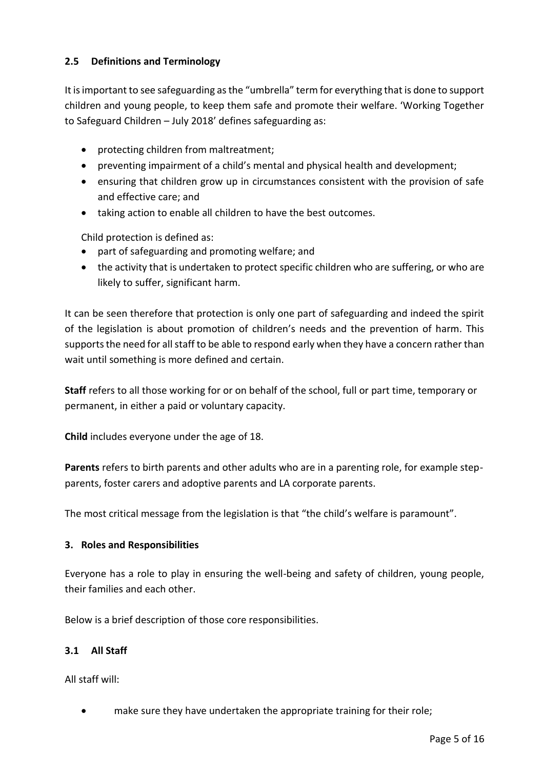### 2.5 Definitions and Terminology

It is important to see safeguarding as the "umbrella" term for everything that is done to support children and young people, to keep them safe and promote their welfare. 'Working Together to Safeguard Children – July 2018' defines safeguarding as:

- protecting children from maltreatment;
- preventing impairment of a child's mental and physical health and development;
- ensuring that children grow up in circumstances consistent with the provision of safe and effective care; and
- taking action to enable all children to have the best outcomes.

Child protection is defined as:

- part of safeguarding and promoting welfare; and
- the activity that is undertaken to protect specific children who are suffering, or who are likely to suffer, significant harm.

It can be seen therefore that protection is only one part of safeguarding and indeed the spirit of the legislation is about promotion of children's needs and the prevention of harm. This supports the need for all staff to be able to respond early when they have a concern rather than wait until something is more defined and certain.

**Staff** refers to all those working for or on behalf of the school, full or part time, temporary or permanent, in either a paid or voluntary capacity.

**Child** includes everyone under the age of 18.

**Parents** refers to birth parents and other adults who are in a parenting role, for example step-parents, foster carers and adoptive parents and LA corporate parents.

The most critical message from the legislation is that "the child's welfare is paramount".

## 3. Roles and Responsibilities

Everyone has a role to play in ensuring the well-being and safety of children, young people, their families and each other.

Below is a brief description of those core responsibilities.

### 3.1 All Staff

All staff will:

- make sure they have undertaken the appropriate training for their role;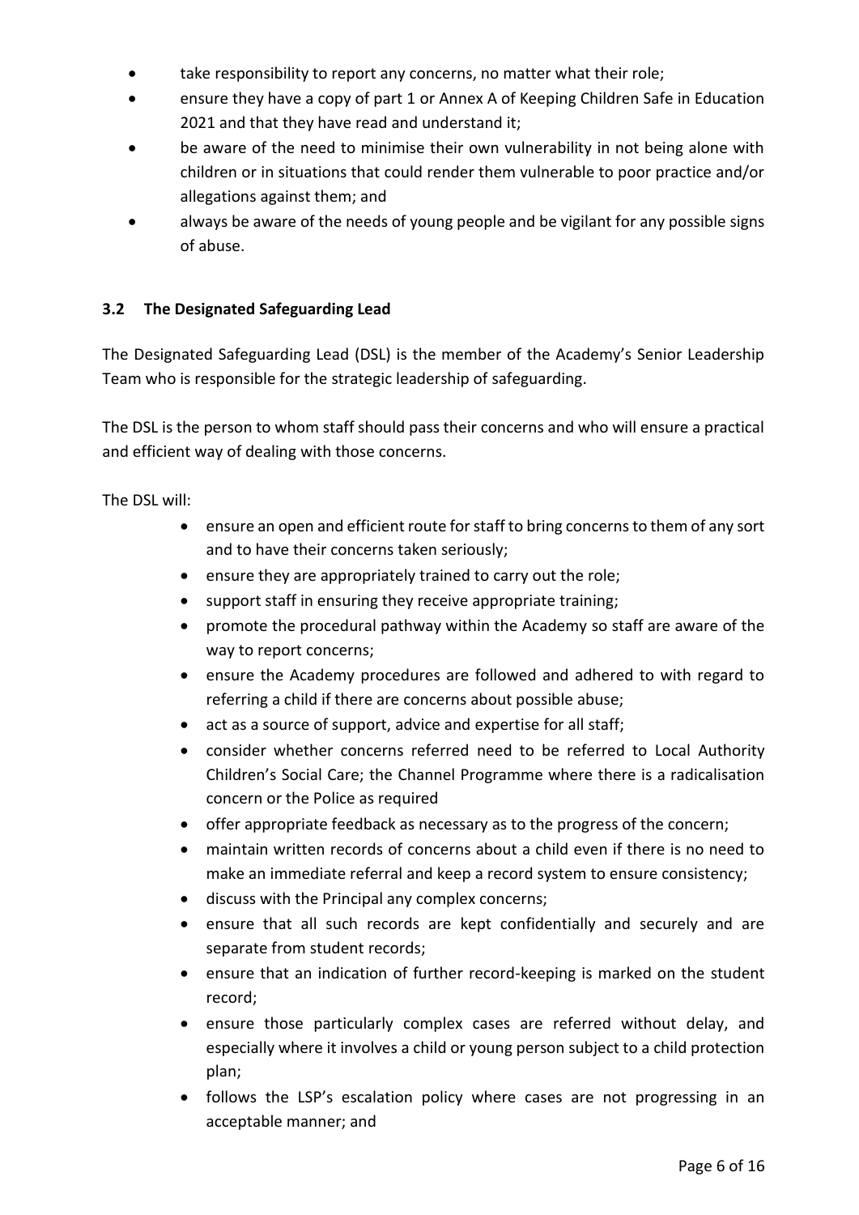- take responsibility to report any concerns, no matter what their role;
- ensure they have a copy of part 1 or Annex A of Keeping Children Safe in Education 2021 and that they have read and understand it;
- be aware of the need to minimise their own vulnerability in not being alone with children or in situations that could render them vulnerable to poor practice and/or allegations against them; and
- always be aware of the needs of young people and be vigilant for any possible signs of abuse.

### 3.2 The Designated Safeguarding Lead

The Designated Safeguarding Lead (DSL) is the member of the Academy's Senior Leadership Team who is responsible for the strategic leadership of safeguarding.

The DSL is the person to whom staff should pass their concerns and who will ensure a practical and efficient way of dealing with those concerns.

The DSL will:

- ensure an open and efficient route for staff to bring concerns to them of any sort and to have their concerns taken seriously;
- ensure they are appropriately trained to carry out the role;
- support staff in ensuring they receive appropriate training;
- promote the procedural pathway within the Academy so staff are aware of the way to report concerns;
- ensure the Academy procedures are followed and adhered to with regard to referring a child if there are concerns about possible abuse;
- act as a source of support, advice and expertise for all staff;
- consider whether concerns referred need to be referred to Local Authority Children's Social Care; the Channel Programme where there is a radicalisation concern or the Police as required
- offer appropriate feedback as necessary as to the progress of the concern;
- maintain written records of concerns about a child even if there is no need to make an immediate referral and keep a record system to ensure consistency;
- discuss with the Principal any complex concerns;
- ensure that all such records are kept confidentially and securely and are separate from student records;
- ensure that an indication of further record-keeping is marked on the student record;
- ensure those particularly complex cases are referred without delay, and especially where it involves a child or young person subject to a child protection plan;
- follows the LSP's escalation policy where cases are not progressing in an acceptable manner; and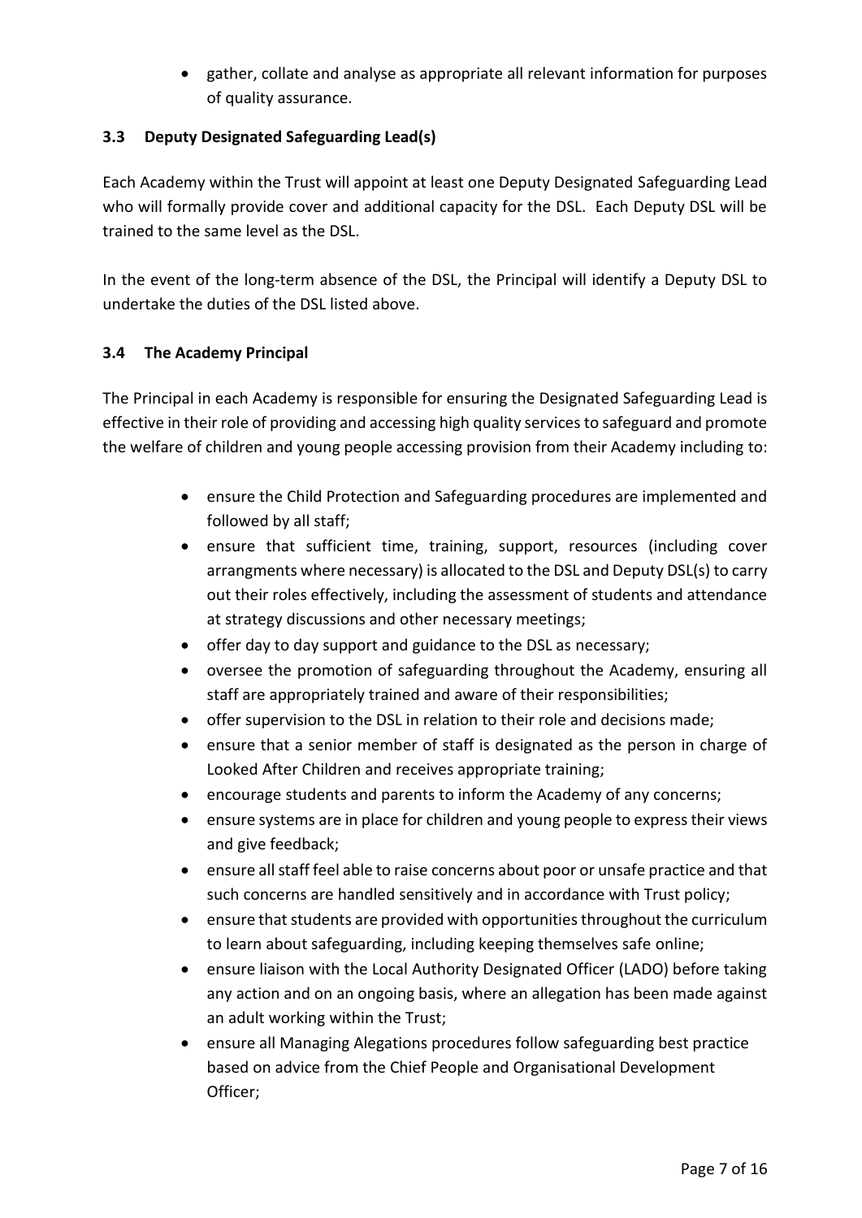- gather, collate and analyse as appropriate all relevant information for purposes of quality assurance.

### 3.3 Deputy Designated Safeguarding Lead(s)

Each Academy within the Trust will appoint at least one Deputy Designated Safeguarding Lead who will formally provide cover and additional capacity for the DSL. Each Deputy DSL will be trained to the same level as the DSL.

In the event of the long-term absence of the DSL, the Principal will identify a Deputy DSL to undertake the duties of the DSL listed above.

### 3.4 The Academy Principal

The Principal in each Academy is responsible for ensuring the Designated Safeguarding Lead is effective in their role of providing and accessing high quality services to safeguard and promote the welfare of children and young people accessing provision from their Academy including to:

- ensure the Child Protection and Safeguarding procedures are implemented and followed by all staff;
- ensure that sufficient time, training, support, resources (including cover arrangments where necessary) is allocated to the DSL and Deputy DSL(s) to carry out their roles effectively, including the assessment of students and attendance at strategy discussions and other necessary meetings;
- offer day to day support and guidance to the DSL as necessary;
- oversee the promotion of safeguarding throughout the Academy, ensuring all staff are appropriately trained and aware of their responsibilities;
- offer supervision to the DSL in relation to their role and decisions made;
- ensure that a senior member of staff is designated as the person in charge of Looked After Children and receives appropriate training;
- encourage students and parents to inform the Academy of any concerns;
- ensure systems are in place for children and young people to express their views and give feedback;
- ensure all staff feel able to raise concerns about poor or unsafe practice and that such concerns are handled sensitively and in accordance with Trust policy;
- ensure that students are provided with opportunities throughout the curriculum to learn about safeguarding, including keeping themselves safe online;
- ensure liaison with the Local Authority Designated Officer (LADO) before taking any action and on an ongoing basis, where an allegation has been made against an adult working within the Trust;
- ensure all Managing Alegations procedures follow safeguarding best practice based on advice from the Chief People and Organisational Development Officer;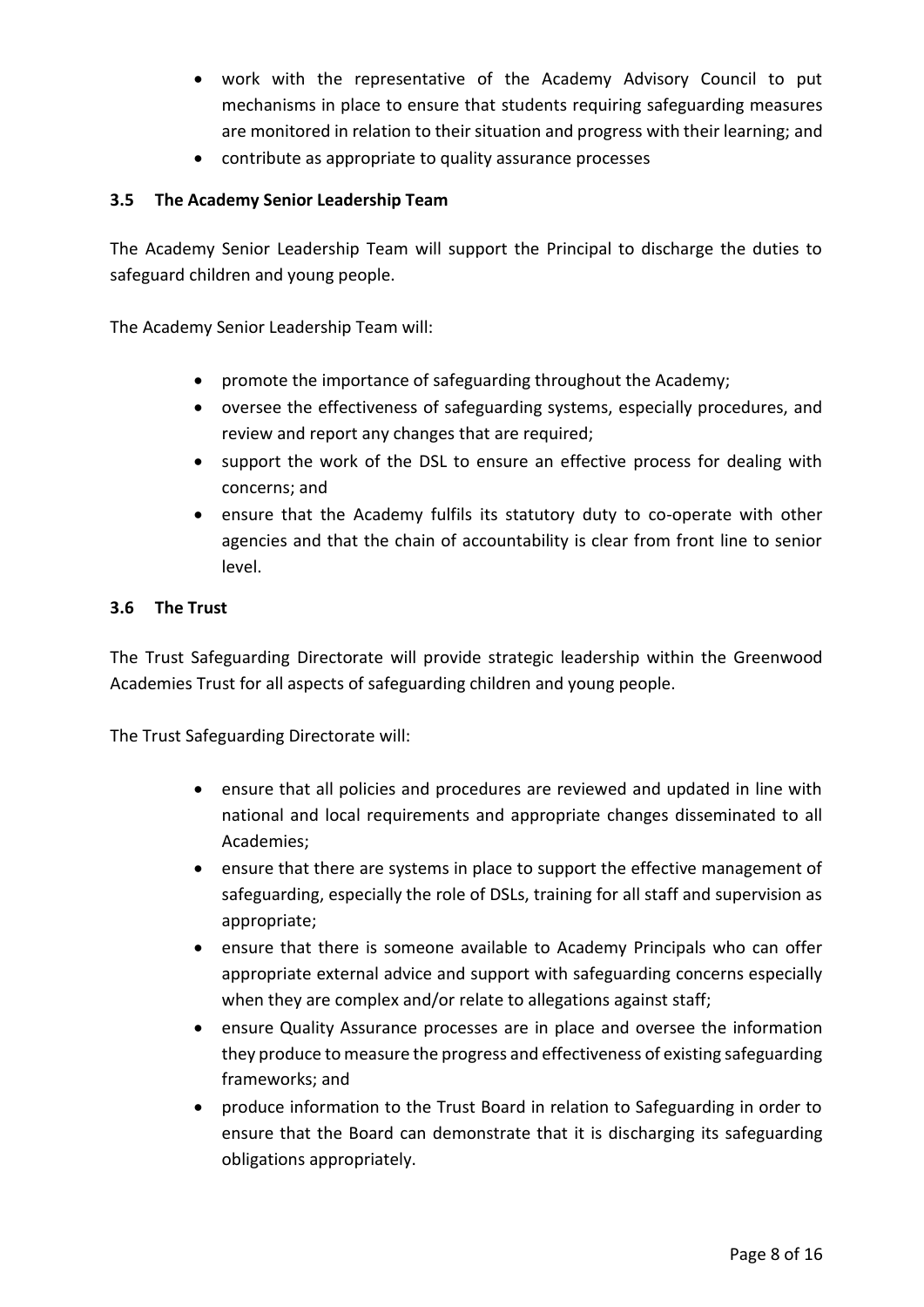- work with the representative of the Academy Advisory Council to put mechanisms in place to ensure that students requiring safeguarding measures are monitored in relation to their situation and progress with their learning; and
- contribute as appropriate to quality assurance processes

### 3.5 The Academy Senior Leadership Team

The Academy Senior Leadership Team will support the Principal to discharge the duties to safeguard children and young people.

The Academy Senior Leadership Team will:

- promote the importance of safeguarding throughout the Academy;
- oversee the effectiveness of safeguarding systems, especially procedures, and review and report any changes that are required;
- support the work of the DSL to ensure an effective process for dealing with concerns; and
- ensure that the Academy fulfils its statutory duty to co-operate with other agencies and that the chain of accountability is clear from front line to senior level.

### 3.6 The Trust

The Trust Safeguarding Directorate will provide strategic leadership within the Greenwood Academies Trust for all aspects of safeguarding children and young people.

The Trust Safeguarding Directorate will:

- ensure that all policies and procedures are reviewed and updated in line with national and local requirements and appropriate changes disseminated to all Academies;
- ensure that there are systems in place to support the effective management of safeguarding, especially the role of DSLs, training for all staff and supervision as appropriate;
- ensure that there is someone available to Academy Principals who can offer appropriate external advice and support with safeguarding concerns especially when they are complex and/or relate to allegations against staff;
- ensure Quality Assurance processes are in place and oversee the information they produce to measure the progress and effectiveness of existing safeguarding frameworks; and
- produce information to the Trust Board in relation to Safeguarding in order to ensure that the Board can demonstrate that it is discharging its safeguarding obligations appropriately.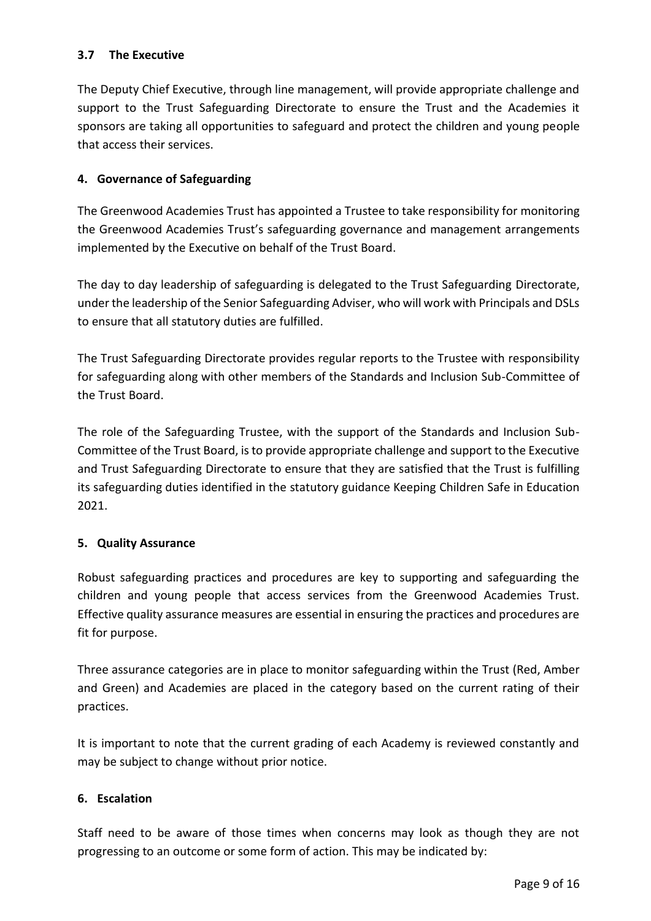### 3.7 The Executive

The Deputy Chief Executive, through line management, will provide appropriate challenge and support to the Trust Safeguarding Directorate to ensure the Trust and the Academies it sponsors are taking all opportunities to safeguard and protect the children and young people that access their services.

## 4. Governance of Safeguarding

The Greenwood Academies Trust has appointed a Trustee to take responsibility for monitoring the Greenwood Academies Trust's safeguarding governance and management arrangements implemented by the Executive on behalf of the Trust Board.

The day to day leadership of safeguarding is delegated to the Trust Safeguarding Directorate, under the leadership of the Senior Safeguarding Adviser, who will work with Principals and DSLs to ensure that all statutory duties are fulfilled.

The Trust Safeguarding Directorate provides regular reports to the Trustee with responsibility for safeguarding along with other members of the Standards and Inclusion Sub-Committee of the Trust Board.

The role of the Safeguarding Trustee, with the support of the Standards and Inclusion Sub-Committee of the Trust Board, is to provide appropriate challenge and support to the Executive and Trust Safeguarding Directorate to ensure that they are satisfied that the Trust is fulfilling its safeguarding duties identified in the statutory guidance Keeping Children Safe in Education 2021.

## 5. Quality Assurance

Robust safeguarding practices and procedures are key to supporting and safeguarding the children and young people that access services from the Greenwood Academies Trust. Effective quality assurance measures are essential in ensuring the practices and procedures are fit for purpose.

Three assurance categories are in place to monitor safeguarding within the Trust (Red, Amber and Green) and Academies are placed in the category based on the current rating of their practices.

It is important to note that the current grading of each Academy is reviewed constantly and may be subject to change without prior notice.

## 6. Escalation

Staff need to be aware of those times when concerns may look as though they are not progressing to an outcome or some form of action. This may be indicated by: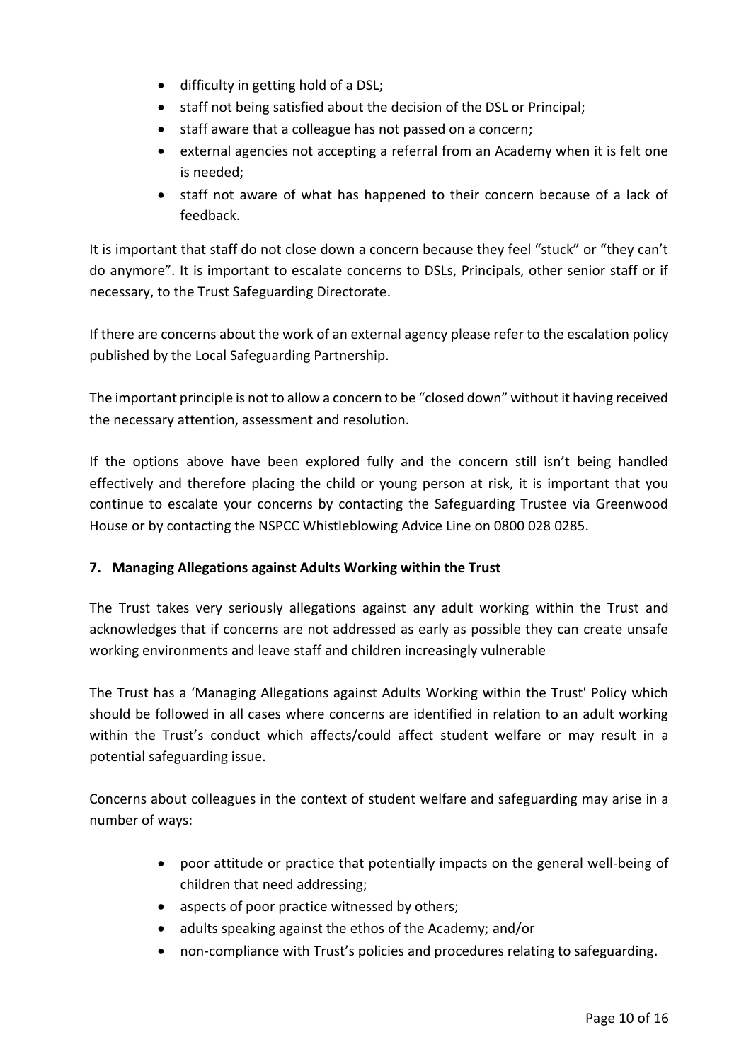- difficulty in getting hold of a DSL;
- staff not being satisfied about the decision of the DSL or Principal;
- staff aware that a colleague has not passed on a concern;
- external agencies not accepting a referral from an Academy when it is felt one is needed;
- staff not aware of what has happened to their concern because of a lack of feedback.

It is important that staff do not close down a concern because they feel "stuck" or "they can't do anymore". It is important to escalate concerns to DSLs, Principals, other senior staff or if necessary, to the Trust Safeguarding Directorate.

If there are concerns about the work of an external agency please refer to the escalation policy published by the Local Safeguarding Partnership.

The important principle is not to allow a concern to be "closed down" without it having received the necessary attention, assessment and resolution.

If the options above have been explored fully and the concern still isn't being handled effectively and therefore placing the child or young person at risk, it is important that you continue to escalate your concerns by contacting the Safeguarding Trustee via Greenwood House or by contacting the NSPCC Whistleblowing Advice Line on 0800 028 0285.

## 7. Managing Allegations against Adults Working within the Trust

The Trust takes very seriously allegations against any adult working within the Trust and acknowledges that if concerns are not addressed as early as possible they can create unsafe working environments and leave staff and children increasingly vulnerable

The Trust has a 'Managing Allegations against Adults Working within the Trust' Policy which should be followed in all cases where concerns are identified in relation to an adult working within the Trust's conduct which affects/could affect student welfare or may result in a potential safeguarding issue.

Concerns about colleagues in the context of student welfare and safeguarding may arise in a number of ways:

- poor attitude or practice that potentially impacts on the general well-being of children that need addressing;
- aspects of poor practice witnessed by others;
- adults speaking against the ethos of the Academy; and/or
- non-compliance with Trust's policies and procedures relating to safeguarding.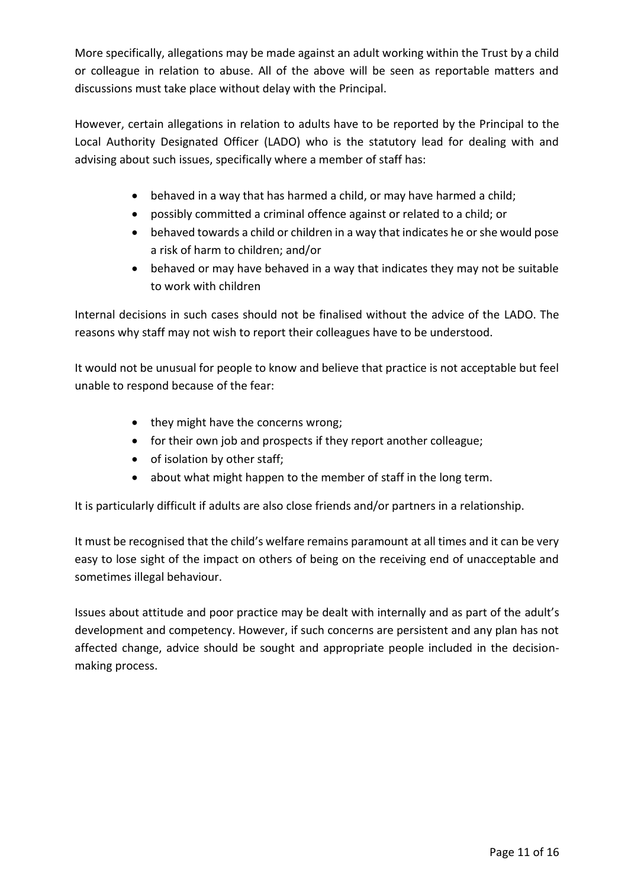More specifically, allegations may be made against an adult working within the Trust by a child or colleague in relation to abuse. All of the above will be seen as reportable matters and discussions must take place without delay with the Principal.

However, certain allegations in relation to adults have to be reported by the Principal to the Local Authority Designated Officer (LADO) who is the statutory lead for dealing with and advising about such issues, specifically where a member of staff has:

- behaved in a way that has harmed a child, or may have harmed a child;
- possibly committed a criminal offence against or related to a child; or
- behaved towards a child or children in a way that indicates he or she would pose a risk of harm to children; and/or
- behaved or may have behaved in a way that indicates they may not be suitable to work with children

Internal decisions in such cases should not be finalised without the advice of the LADO. The reasons why staff may not wish to report their colleagues have to be understood.

It would not be unusual for people to know and believe that practice is not acceptable but feel unable to respond because of the fear:

- they might have the concerns wrong;
- for their own job and prospects if they report another colleague;
- of isolation by other staff;
- about what might happen to the member of staff in the long term.

It is particularly difficult if adults are also close friends and/or partners in a relationship.

It must be recognised that the child's welfare remains paramount at all times and it can be very easy to lose sight of the impact on others of being on the receiving end of unacceptable and sometimes illegal behaviour.

Issues about attitude and poor practice may be dealt with internally and as part of the adult's development and competency. However, if such concerns are persistent and any plan has not affected change, advice should be sought and appropriate people included in the decision-making process.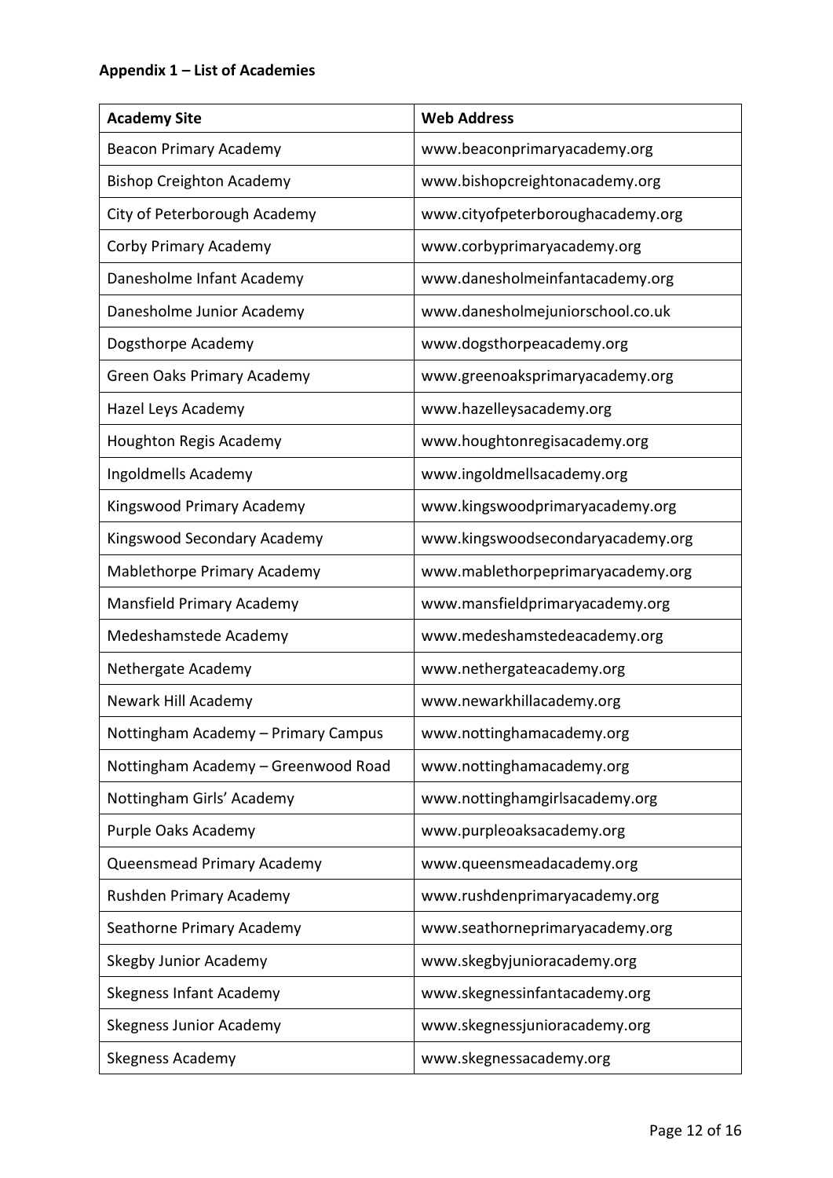**Appendix 1 – List of Academies**

| Academy Site | Web Address |
|---|---|
| Beacon Primary Academy | www.beaconprimaryacademy.org |
| Bishop Creighton Academy | www.bishopcreightonacademy.org |
| City of Peterborough Academy | www.cityofpeterboroughacademy.org |
| Corby Primary Academy | www.corbyprimaryacademy.org |
| Danesholme Infant Academy | www.danesholmeinfantacademy.org |
| Danesholme Junior Academy | www.danesholmejuniorschool.co.uk |
| Dogsthorpe Academy | www.dogsthorpeacademy.org |
| Green Oaks Primary Academy | www.greenoaksprimaryacademy.org |
| Hazel Leys Academy | www.hazelleysacademy.org |
| Houghton Regis Academy | www.houghtonregisacademy.org |
| Ingoldmells Academy | www.ingoldmellsacademy.org |
| Kingswood Primary Academy | www.kingswoodprimaryacademy.org |
| Kingswood Secondary Academy | www.kingswoodsecondaryacademy.org |
| Mablethorpe Primary Academy | www.mablethorpeprimaryacademy.org |
| Mansfield Primary Academy | www.mansfieldprimaryacademy.org |
| Medeshamstede Academy | www.medeshamstedeacademy.org |
| Nethergate Academy | www.nethergateacademy.org |
| Newark Hill Academy | www.newarkhillacademy.org |
| Nottingham Academy – Primary Campus | www.nottinghamacademy.org |
| Nottingham Academy – Greenwood Road | www.nottinghamacademy.org |
| Nottingham Girls' Academy | www.nottinghamgirlsacademy.org |
| Purple Oaks Academy | www.purpleoaksacademy.org |
| Queensmead Primary Academy | www.queensmeadacademy.org |
| Rushden Primary Academy | www.rushdenprimaryacademy.org |
| Seathorne Primary Academy | www.seathorneprimaryacademy.org |
| Skegby Junior Academy | www.skegbyjunioracademy.org |
| Skegness Infant Academy | www.skegnessinfantacademy.org |
| Skegness Junior Academy | www.skegnessjunioracademy.org |
| Skegness Academy | www.skegnessacademy.org |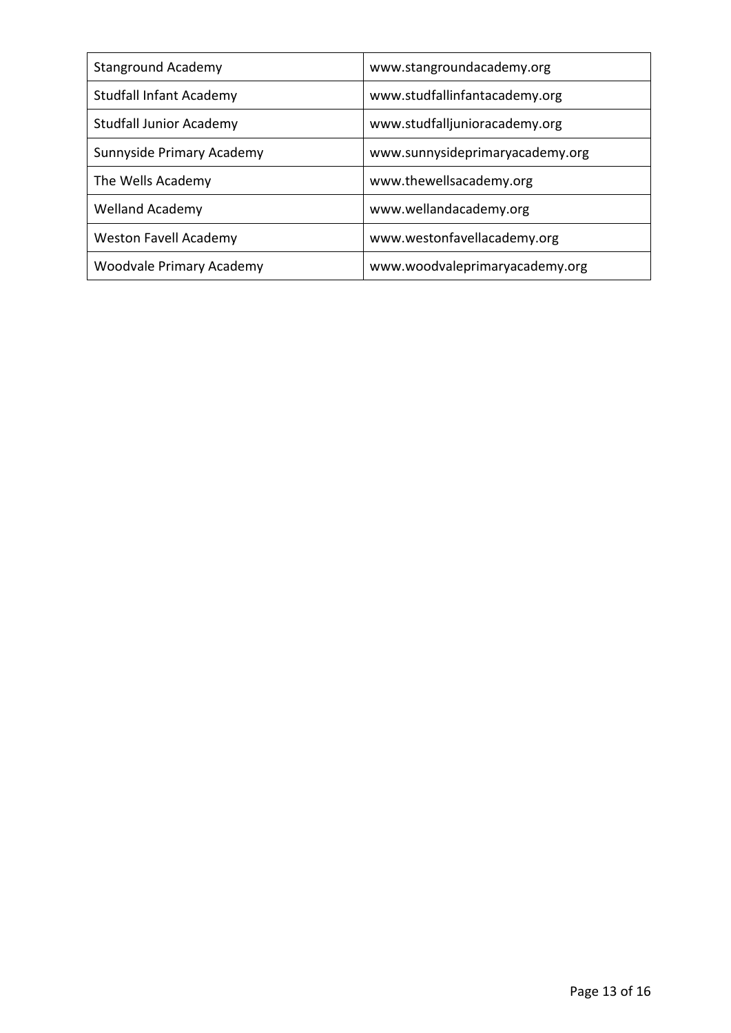| | |
|---|---|
| Stanground Academy | www.stangroundacademy.org |
| Studfall Infant Academy | www.studfallinfantacademy.org |
| Studfall Junior Academy | www.studfalljunioracademy.org |
| Sunnyside Primary Academy | www.sunnysideprimaryacademy.org |
| The Wells Academy | www.thewellsacademy.org |
| Welland Academy | www.wellandacademy.org |
| Weston Favell Academy | www.westonfavellacademy.org |
| Woodvale Primary Academy | www.woodvaleprimaryacademy.org |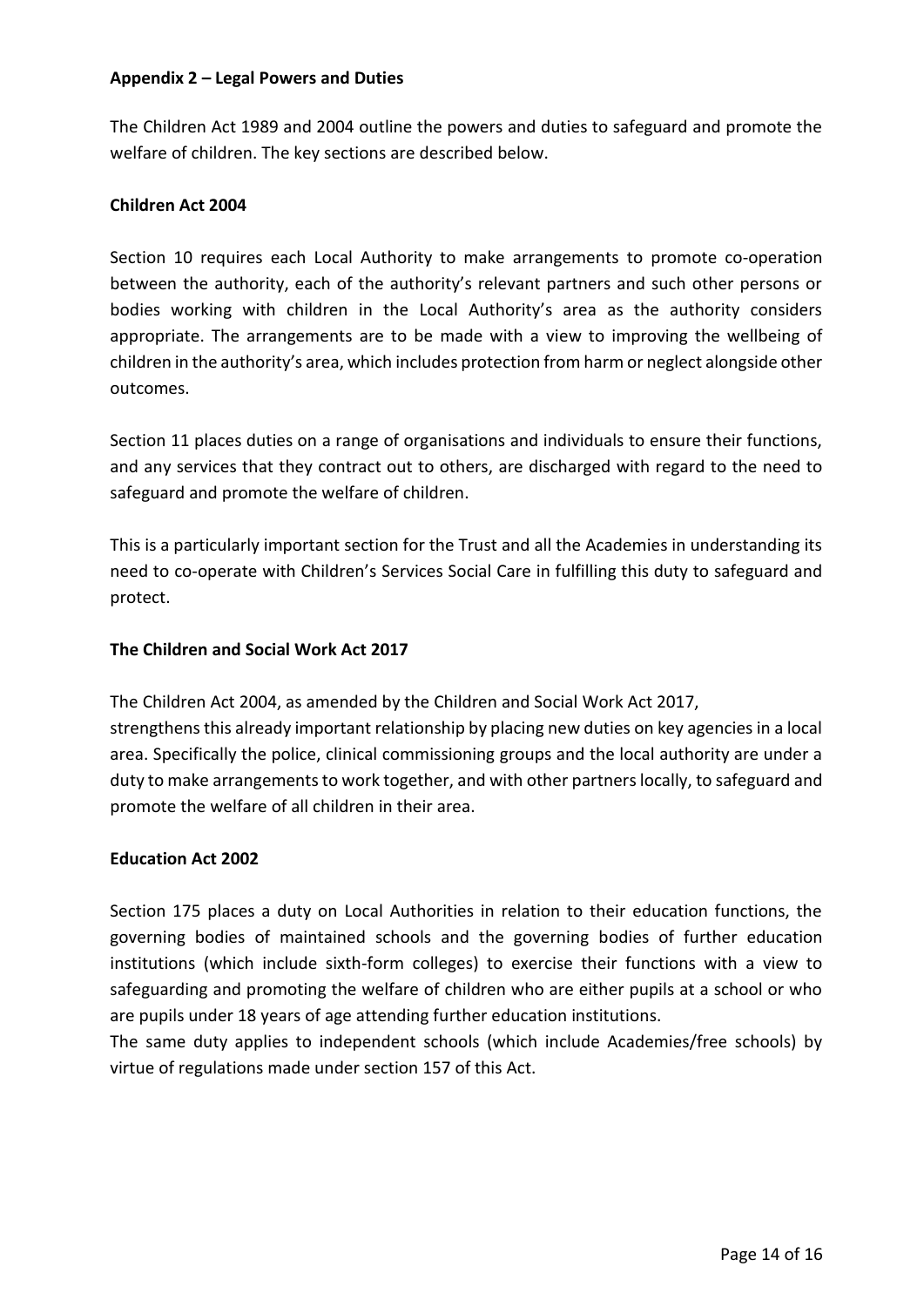## Appendix 2 – Legal Powers and Duties

The Children Act 1989 and 2004 outline the powers and duties to safeguard and promote the welfare of children. The key sections are described below.

### Children Act 2004

Section 10 requires each Local Authority to make arrangements to promote co-operation between the authority, each of the authority's relevant partners and such other persons or bodies working with children in the Local Authority's area as the authority considers appropriate. The arrangements are to be made with a view to improving the wellbeing of children in the authority's area, which includes protection from harm or neglect alongside other outcomes.

Section 11 places duties on a range of organisations and individuals to ensure their functions, and any services that they contract out to others, are discharged with regard to the need to safeguard and promote the welfare of children.

This is a particularly important section for the Trust and all the Academies in understanding its need to co-operate with Children's Services Social Care in fulfilling this duty to safeguard and protect.

### The Children and Social Work Act 2017

The Children Act 2004, as amended by the Children and Social Work Act 2017,
strengthens this already important relationship by placing new duties on key agencies in a local area. Specifically the police, clinical commissioning groups and the local authority are under a duty to make arrangements to work together, and with other partners locally, to safeguard and promote the welfare of all children in their area.

### Education Act 2002

Section 175 places a duty on Local Authorities in relation to their education functions, the governing bodies of maintained schools and the governing bodies of further education institutions (which include sixth-form colleges) to exercise their functions with a view to safeguarding and promoting the welfare of children who are either pupils at a school or who are pupils under 18 years of age attending further education institutions.
The same duty applies to independent schools (which include Academies/free schools) by virtue of regulations made under section 157 of this Act.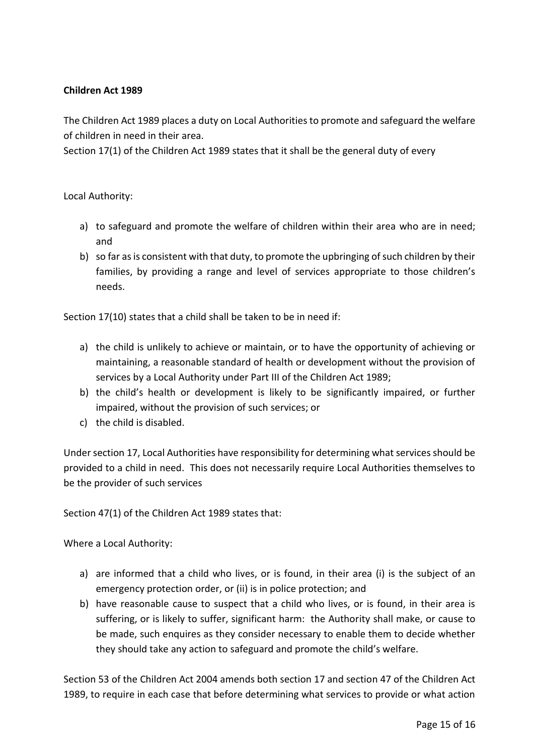**Children Act 1989**

The Children Act 1989 places a duty on Local Authorities to promote and safeguard the welfare of children in need in their area.

Section 17(1) of the Children Act 1989 states that it shall be the general duty of every

Local Authority:

a) to safeguard and promote the welfare of children within their area who are in need; and
b) so far as is consistent with that duty, to promote the upbringing of such children by their families, by providing a range and level of services appropriate to those children's needs.

Section 17(10) states that a child shall be taken to be in need if:

a) the child is unlikely to achieve or maintain, or to have the opportunity of achieving or maintaining, a reasonable standard of health or development without the provision of services by a Local Authority under Part III of the Children Act 1989;
b) the child's health or development is likely to be significantly impaired, or further impaired, without the provision of such services; or
c) the child is disabled.

Under section 17, Local Authorities have responsibility for determining what services should be provided to a child in need. This does not necessarily require Local Authorities themselves to be the provider of such services

Section 47(1) of the Children Act 1989 states that:

Where a Local Authority:

a) are informed that a child who lives, or is found, in their area (i) is the subject of an emergency protection order, or (ii) is in police protection; and
b) have reasonable cause to suspect that a child who lives, or is found, in their area is suffering, or is likely to suffer, significant harm: the Authority shall make, or cause to be made, such enquires as they consider necessary to enable them to decide whether they should take any action to safeguard and promote the child's welfare.

Section 53 of the Children Act 2004 amends both section 17 and section 47 of the Children Act 1989, to require in each case that before determining what services to provide or what action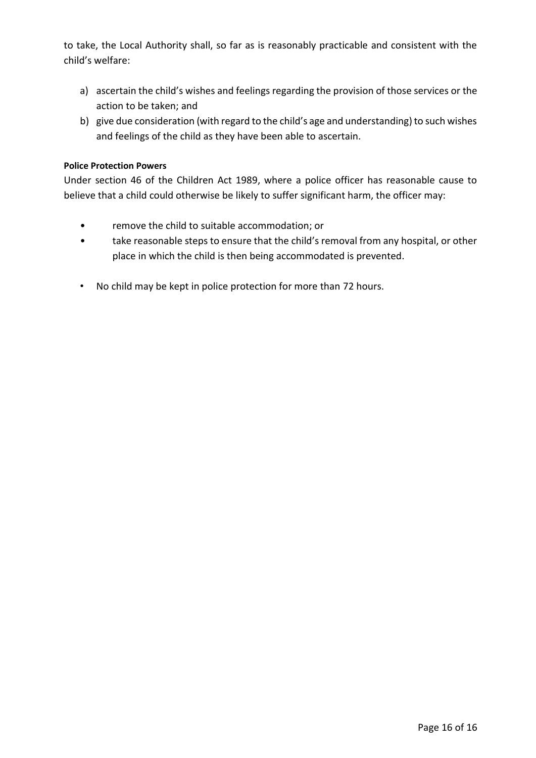to take, the Local Authority shall, so far as is reasonably practicable and consistent with the child's welfare:

a) ascertain the child's wishes and feelings regarding the provision of those services or the action to be taken; and
b) give due consideration (with regard to the child's age and understanding) to such wishes and feelings of the child as they have been able to ascertain.

**Police Protection Powers**

Under section 46 of the Children Act 1989, where a police officer has reasonable cause to believe that a child could otherwise be likely to suffer significant harm, the officer may:

- remove the child to suitable accommodation; or
- take reasonable steps to ensure that the child's removal from any hospital, or other place in which the child is then being accommodated is prevented.

- No child may be kept in police protection for more than 72 hours.